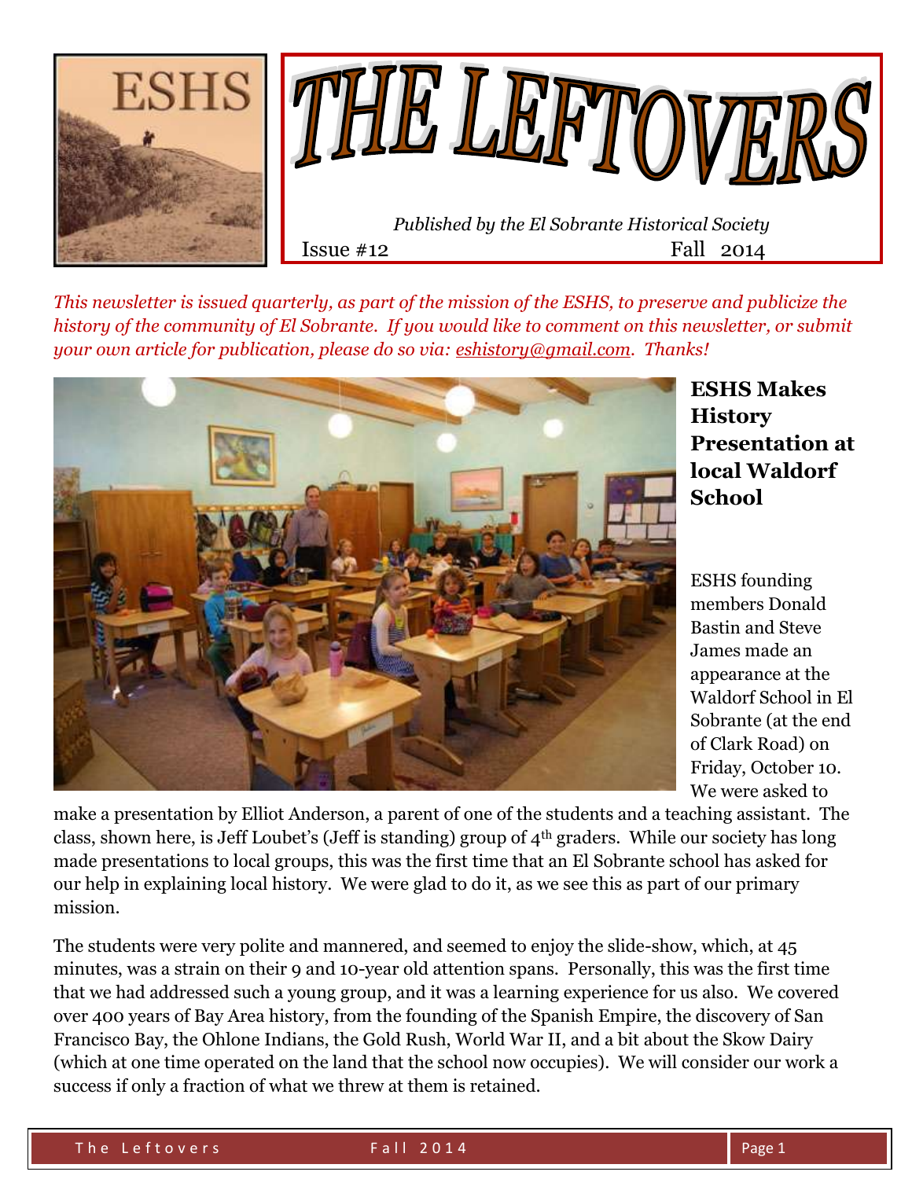# THE LEFTOVERS

*Published by the El Sobrante Historical Society*

Issue #12 Fall 2014

*This newsletter is issued quarterly, as part of the mission of the ESHS, to preserve and publicize the history of the community of El Sobrante. If you would like to comment on this newsletter, or submit your own article for publication, please do so via: eshistory@gmail.com. Thanks!*

## ESHS Makes History Presentation at local Waldorf School

ESHS founding members Donald Bastin and Steve James made an appearance at the Waldorf School in El Sobrante (at the end of Clark Road) on Friday, October 10. We were asked to make a presentation by Elliot Anderson, a parent of one of the students and a teaching assistant. The class, shown here, is Jeff Loubet's (Jeff is standing) group of 4th graders. While our society has long made presentations to local groups, this was the first time that an El Sobrante school has asked for our help in explaining local history. We were glad to do it, as we see this as part of our primary mission.

The students were very polite and mannered, and seemed to enjoy the slide-show, which, at 45 minutes, was a strain on their 9 and 10-year old attention spans. Personally, this was the first time that we had addressed such a young group, and it was a learning experience for us also. We covered over 400 years of Bay Area history, from the founding of the Spanish Empire, the discovery of San Francisco Bay, the Ohlone Indians, the Gold Rush, World War II, and a bit about the Skow Dairy (which at one time operated on the land that the school now occupies). We will consider our work a success if only a fraction of what we threw at them is retained.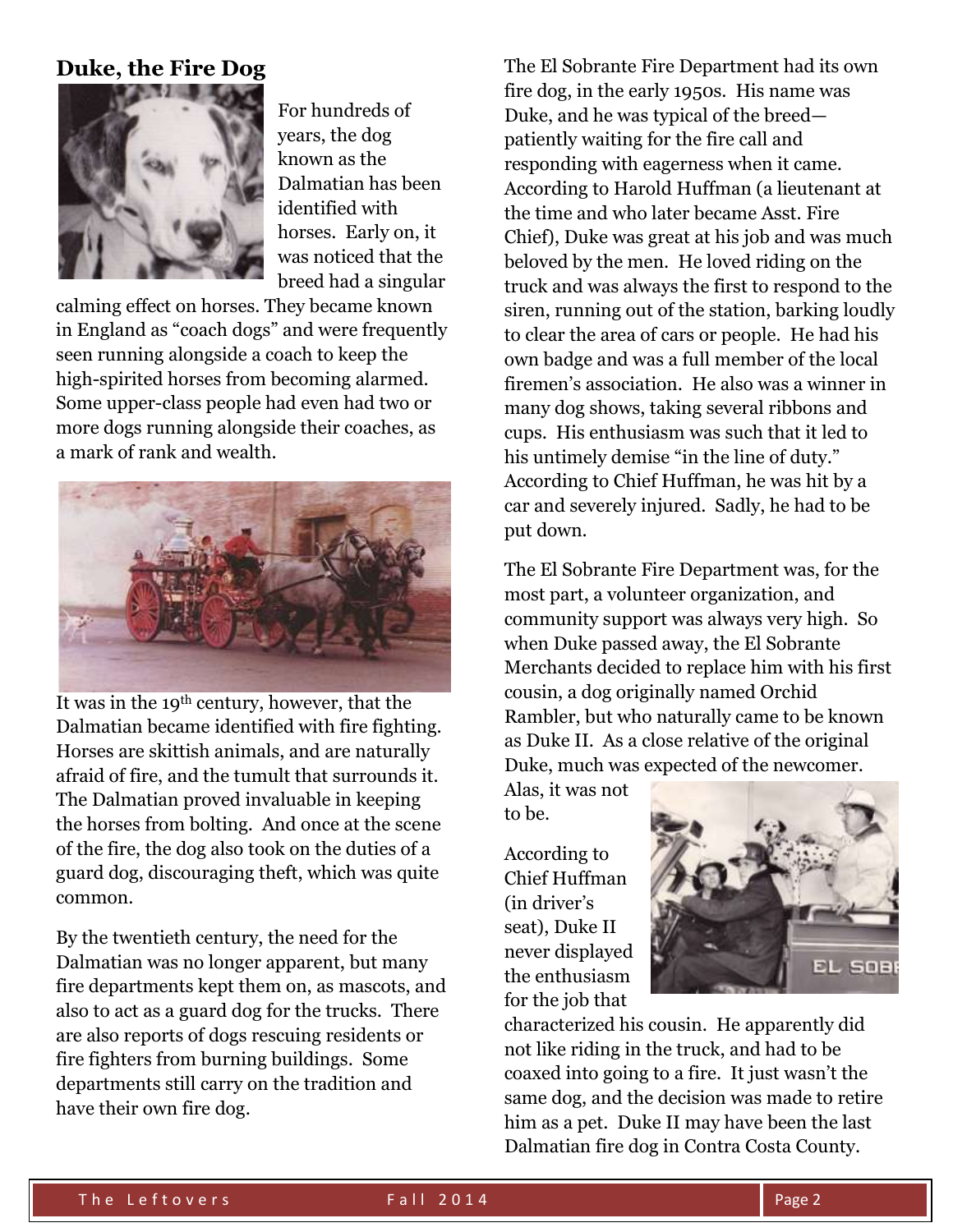## Duke, the Fire Dog

For hundreds of years, the dog known as the Dalmatian has been identified with horses. Early on, it was noticed that the breed had a singular calming effect on horses. They became known in England as "coach dogs" and were frequently seen running alongside a coach to keep the high-spirited horses from becoming alarmed. Some upper-class people had even had two or more dogs running alongside their coaches, as a mark of rank and wealth.

It was in the 19th century, however, that the Dalmatian became identified with fire fighting. Horses are skittish animals, and are naturally afraid of fire, and the tumult that surrounds it. The Dalmatian proved invaluable in keeping the horses from bolting. And once at the scene of the fire, the dog also took on the duties of a guard dog, discouraging theft, which was quite common.

By the twentieth century, the need for the Dalmatian was no longer apparent, but many fire departments kept them on, as mascots, and also to act as a guard dog for the trucks. There are also reports of dogs rescuing residents or fire fighters from burning buildings. Some departments still carry on the tradition and have their own fire dog.

The El Sobrante Fire Department had its own fire dog, in the early 1950s. His name was Duke, and he was typical of the breed—patiently waiting for the fire call and responding with eagerness when it came. According to Harold Huffman (a lieutenant at the time and who later became Asst. Fire Chief), Duke was great at his job and was much beloved by the men. He loved riding on the truck and was always the first to respond to the siren, running out of the station, barking loudly to clear the area of cars or people. He had his own badge and was a full member of the local firemen's association. He also was a winner in many dog shows, taking several ribbons and cups. His enthusiasm was such that it led to his untimely demise "in the line of duty." According to Chief Huffman, he was hit by a car and severely injured. Sadly, he had to be put down.

The El Sobrante Fire Department was, for the most part, a volunteer organization, and community support was always very high. So when Duke passed away, the El Sobrante Merchants decided to replace him with his first cousin, a dog originally named Orchid Rambler, but who naturally came to be known as Duke II. As a close relative of the original Duke, much was expected of the newcomer. Alas, it was not to be.

According to Chief Huffman (in driver's seat), Duke II never displayed the enthusiasm for the job that characterized his cousin. He apparently did not like riding in the truck, and had to be coaxed into going to a fire. It just wasn't the same dog, and the decision was made to retire him as a pet. Duke II may have been the last Dalmatian fire dog in Contra Costa County.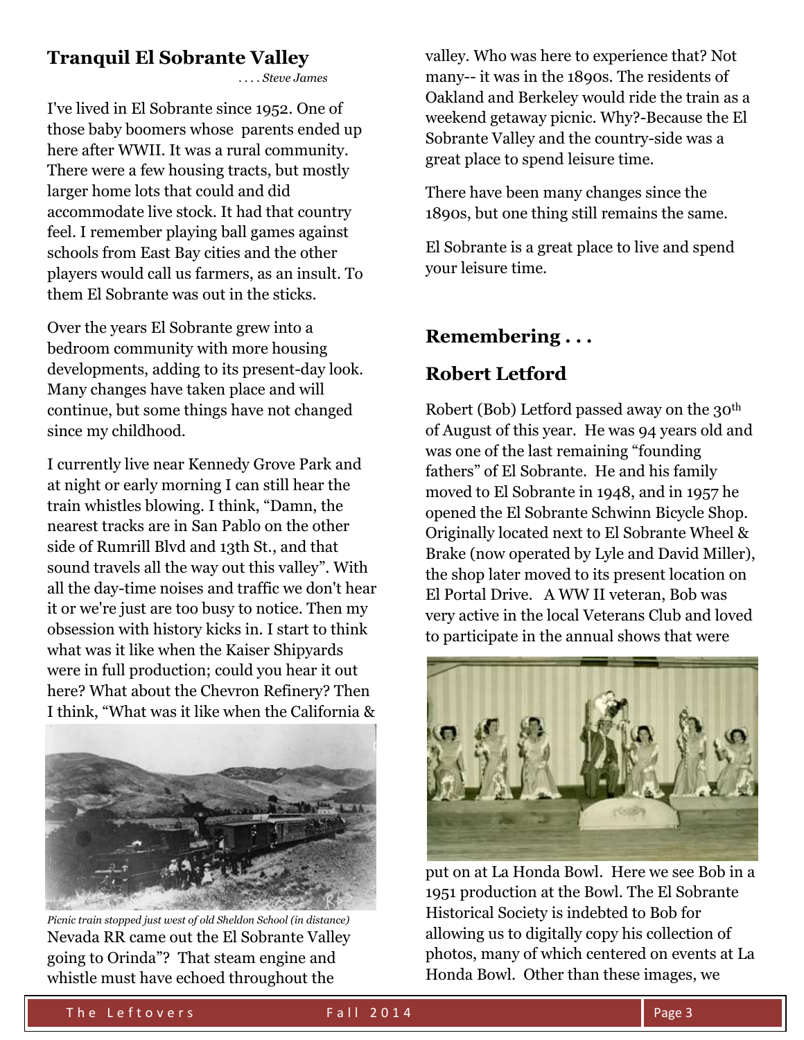## Tranquil El Sobrante Valley

*. . . . Steve James*

I've lived in El Sobrante since 1952. One of those baby boomers whose parents ended up here after WWII. It was a rural community. There were a few housing tracts, but mostly larger home lots that could and did accommodate live stock. It had that country feel. I remember playing ball games against schools from East Bay cities and the other players would call us farmers, as an insult. To them El Sobrante was out in the sticks.

Over the years El Sobrante grew into a bedroom community with more housing developments, adding to its present-day look. Many changes have taken place and will continue, but some things have not changed since my childhood.

I currently live near Kennedy Grove Park and at night or early morning I can still hear the train whistles blowing. I think, "Damn, the nearest tracks are in San Pablo on the other side of Rumrill Blvd and 13th St., and that sound travels all the way out this valley". With all the day-time noises and traffic we don't hear it or we're just are too busy to notice. Then my obsession with history kicks in. I start to think what was it like when the Kaiser Shipyards were in full production; could you hear it out here? What about the Chevron Refinery? Then I think, "What was it like when the California & Nevada RR came out the El Sobrante Valley going to Orinda"? That steam engine and whistle must have echoed throughout the valley. Who was here to experience that? Not many-- it was in the 1890s. The residents of Oakland and Berkeley would ride the train as a weekend getaway picnic. Why?-Because the El Sobrante Valley and the country-side was a great place to spend leisure time.

*Picnic train stopped just west of old Sheldon School (in distance)*

There have been many changes since the 1890s, but one thing still remains the same.

El Sobrante is a great place to live and spend your leisure time.

## Remembering . . .

## Robert Letford

Robert (Bob) Letford passed away on the 30th of August of this year. He was 94 years old and was one of the last remaining "founding fathers" of El Sobrante. He and his family moved to El Sobrante in 1948, and in 1957 he opened the El Sobrante Schwinn Bicycle Shop. Originally located next to El Sobrante Wheel & Brake (now operated by Lyle and David Miller), the shop later moved to its present location on El Portal Drive. A WW II veteran, Bob was very active in the local Veterans Club and loved to participate in the annual shows that were put on at La Honda Bowl. Here we see Bob in a 1951 production at the Bowl. The El Sobrante Historical Society is indebted to Bob for allowing us to digitally copy his collection of photos, many of which centered on events at La Honda Bowl. Other than these images, we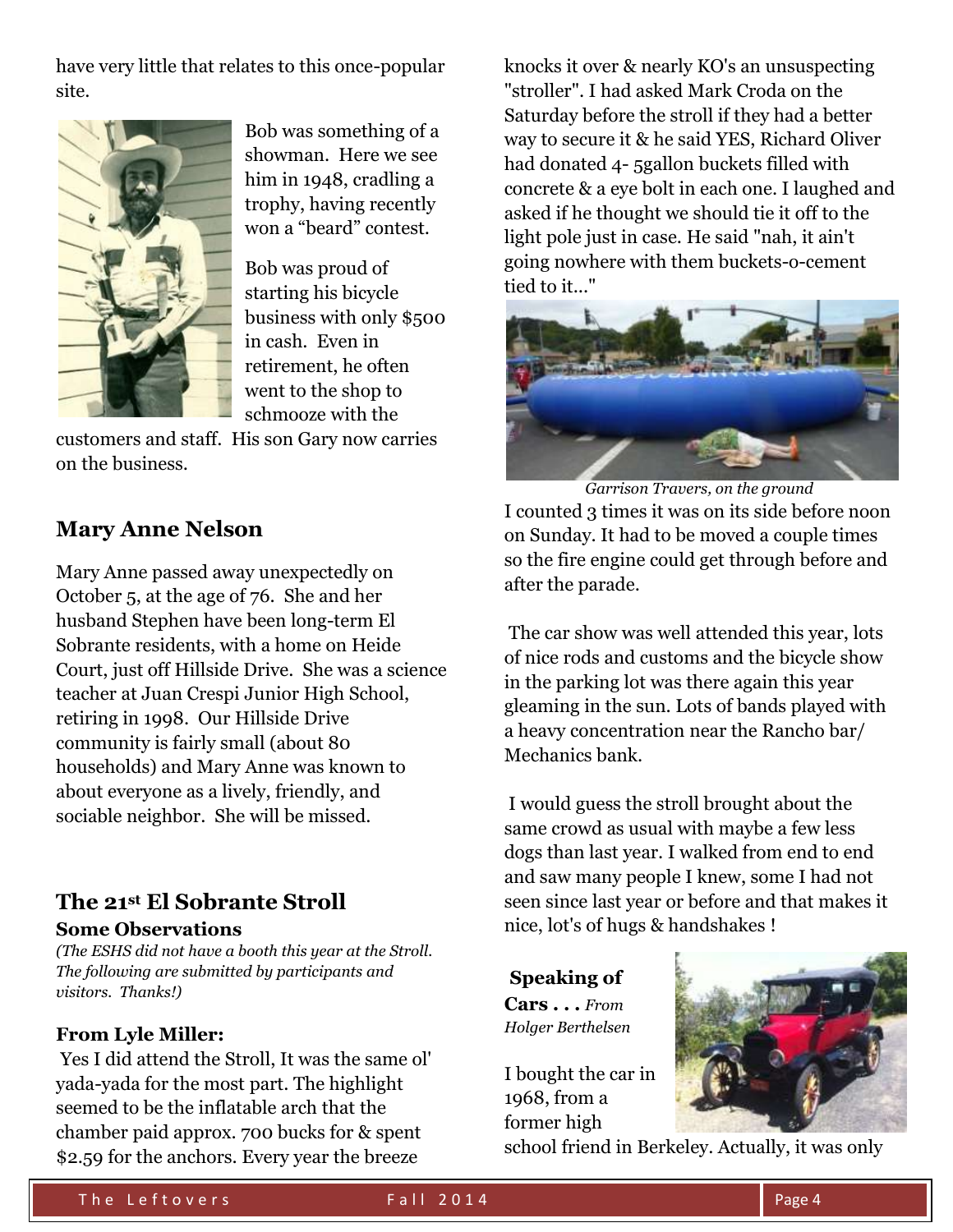have very little that relates to this once-popular site.

Bob was something of a showman. Here we see him in 1948, cradling a trophy, having recently won a "beard" contest.

Bob was proud of starting his bicycle business with only $500 in cash. Even in retirement, he often went to the shop to schmooze with the customers and staff. His son Gary now carries on the business.

## Mary Anne Nelson

Mary Anne passed away unexpectedly on October 5, at the age of 76. She and her husband Stephen have been long-term El Sobrante residents, with a home on Heide Court, just off Hillside Drive. She was a science teacher at Juan Crespi Junior High School, retiring in 1998. Our Hillside Drive community is fairly small (about 80 households) and Mary Anne was known to about everyone as a lively, friendly, and sociable neighbor. She will be missed.

## The 21st El Sobrante Stroll

### Some Observations

*(The ESHS did not have a booth this year at the Stroll. The following are submitted by participants and visitors. Thanks!)*

**From Lyle Miller:**

Yes I did attend the Stroll, It was the same ol' yada-yada for the most part. The highlight seemed to be the inflatable arch that the chamber paid approx. 700 bucks for & spent $2.59 for the anchors. Every year the breeze knocks it over & nearly KO's an unsuspecting "stroller". I had asked Mark Croda on the Saturday before the stroll if they had a better way to secure it & he said YES, Richard Oliver had donated 4- 5gallon buckets filled with concrete & a eye bolt in each one. I laughed and asked if he thought we should tie it off to the light pole just in case. He said "nah, it ain't going nowhere with them buckets-o-cement tied to it..."

*Garrison Travers, on the ground*

I counted 3 times it was on its side before noon on Sunday. It had to be moved a couple times so the fire engine could get through before and after the parade.

The car show was well attended this year, lots of nice rods and customs and the bicycle show in the parking lot was there again this year gleaming in the sun. Lots of bands played with a heavy concentration near the Rancho bar/ Mechanics bank.

I would guess the stroll brought about the same crowd as usual with maybe a few less dogs than last year. I walked from end to end and saw many people I knew, some I had not seen since last year or before and that makes it nice, lot's of hugs & handshakes !

**Speaking of Cars . . .** *From Holger Berthelsen*

I bought the car in 1968, from a former high school friend in Berkeley. Actually, it was only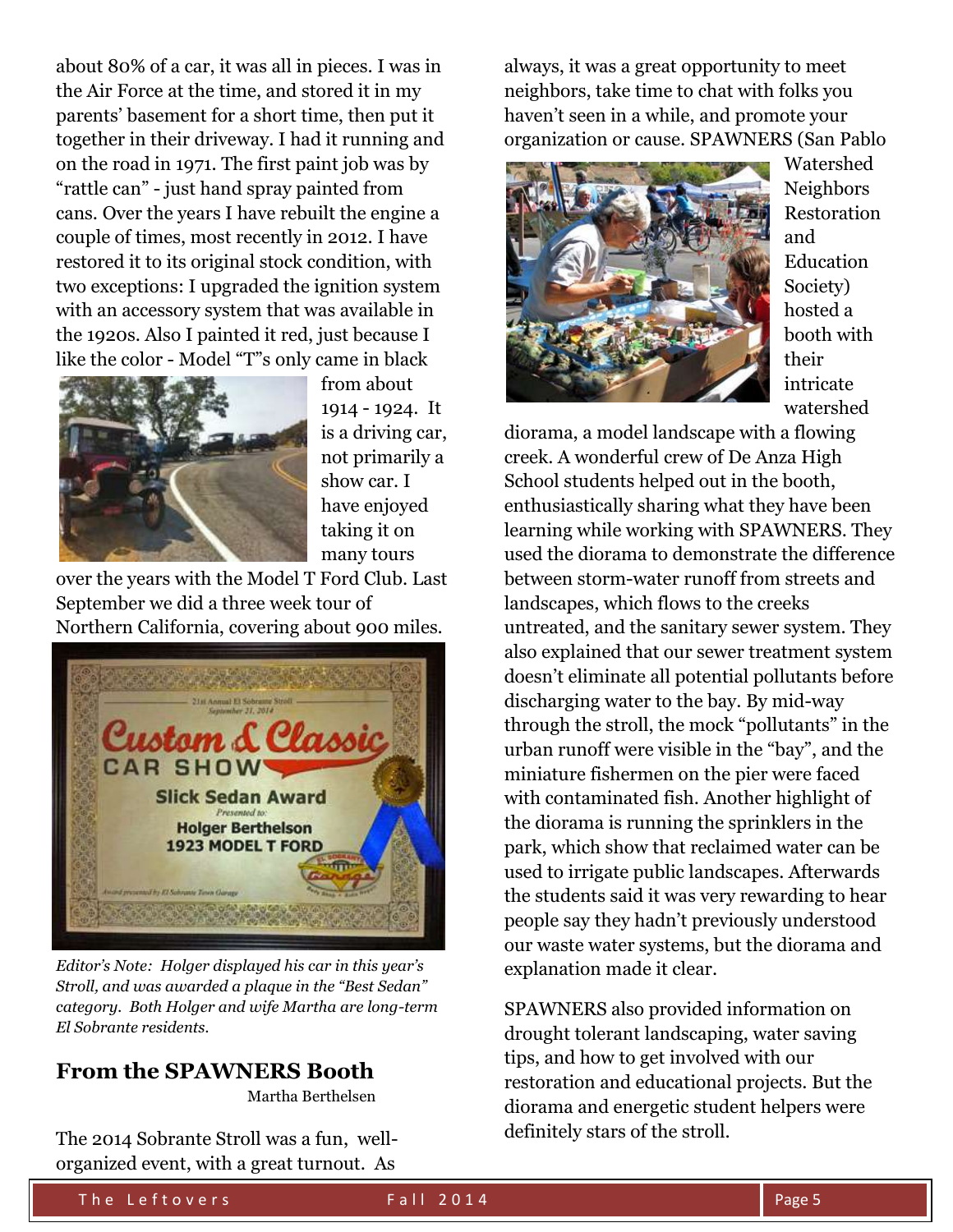about 80% of a car, it was all in pieces. I was in the Air Force at the time, and stored it in my parents' basement for a short time, then put it together in their driveway. I had it running and on the road in 1971. The first paint job was by "rattle can" - just hand spray painted from cans. Over the years I have rebuilt the engine a couple of times, most recently in 2012. I have restored it to its original stock condition, with two exceptions: I upgraded the ignition system with an accessory system that was available in the 1920s. Also I painted it red, just because I like the color - Model "T"s only came in black from about 1914 - 1924. It is a driving car, not primarily a show car. I have enjoyed taking it on many tours over the years with the Model T Ford Club. Last September we did a three week tour of Northern California, covering about 900 miles.

21st Annual El Sobrante Stroll
September 21, 2014

**Custom & Classic**
**CAR SHOW**

**Slick Sedan Award**
*Presented to:*
**Holger Berthelson**
**1923 MODEL T FORD**

Award presented by El Sobrante Town Garage

*Editor's Note: Holger displayed his car in this year's Stroll, and was awarded a plaque in the "Best Sedan" category. Both Holger and wife Martha are long-term El Sobrante residents.*

## From the SPAWNERS Booth

Martha Berthelsen

The 2014 Sobrante Stroll was a fun, well-organized event, with a great turnout. As always, it was a great opportunity to meet neighbors, take time to chat with folks you haven't seen in a while, and promote your organization or cause. SPAWNERS (San Pablo Watershed Neighbors Restoration and Education Society) hosted a booth with their intricate watershed diorama, a model landscape with a flowing creek. A wonderful crew of De Anza High School students helped out in the booth, enthusiastically sharing what they have been learning while working with SPAWNERS. They used the diorama to demonstrate the difference between storm-water runoff from streets and landscapes, which flows to the creeks untreated, and the sanitary sewer system. They also explained that our sewer treatment system doesn't eliminate all potential pollutants before discharging water to the bay. By mid-way through the stroll, the mock "pollutants" in the urban runoff were visible in the "bay", and the miniature fishermen on the pier were faced with contaminated fish. Another highlight of the diorama is running the sprinklers in the park, which show that reclaimed water can be used to irrigate public landscapes. Afterwards the students said it was very rewarding to hear people say they hadn't previously understood our waste water systems, but the diorama and explanation made it clear.

SPAWNERS also provided information on drought tolerant landscaping, water saving tips, and how to get involved with our restoration and educational projects. But the diorama and energetic student helpers were definitely stars of the stroll.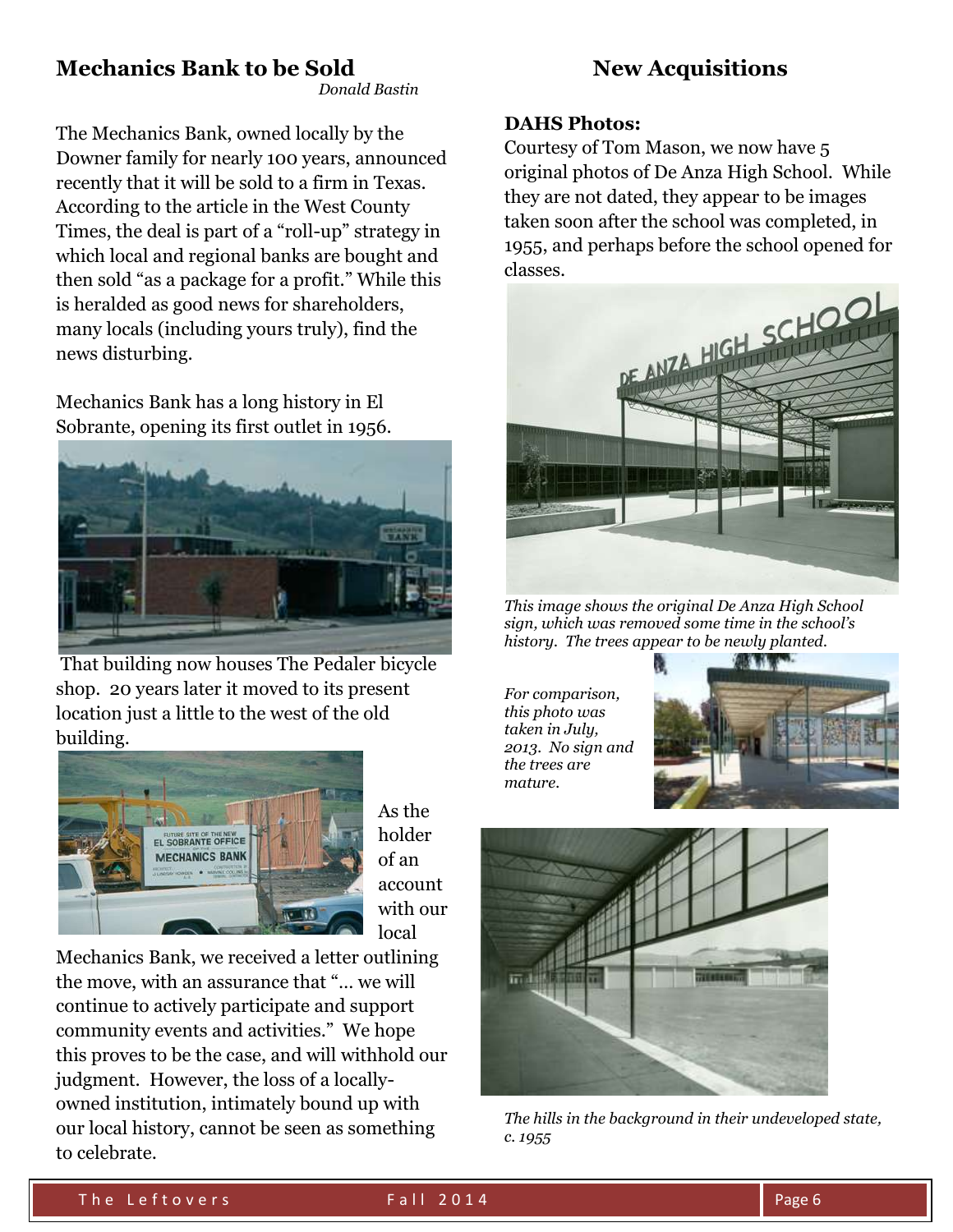## Mechanics Bank to be Sold

*Donald Bastin*

The Mechanics Bank, owned locally by the Downer family for nearly 100 years, announced recently that it will be sold to a firm in Texas. According to the article in the West County Times, the deal is part of a "roll-up" strategy in which local and regional banks are bought and then sold "as a package for a profit." While this is heralded as good news for shareholders, many locals (including yours truly), find the news disturbing.

Mechanics Bank has a long history in El Sobrante, opening its first outlet in 1956.

That building now houses The Pedaler bicycle shop. 20 years later it moved to its present location just a little to the west of the old building.

As the holder of an account with our local Mechanics Bank, we received a letter outlining the move, with an assurance that "... we will continue to actively participate and support community events and activities." We hope this proves to be the case, and will withhold our judgment. However, the loss of a locally-owned institution, intimately bound up with our local history, cannot be seen as something to celebrate.

## New Acquisitions

**DAHS Photos:**

Courtesy of Tom Mason, we now have 5 original photos of De Anza High School. While they are not dated, they appear to be images taken soon after the school was completed, in 1955, and perhaps before the school opened for classes.

*This image shows the original De Anza High School sign, which was removed some time in the school's history. The trees appear to be newly planted.*

*For comparison, this photo was taken in July, 2013. No sign and the trees are mature.*

*The hills in the background in their undeveloped state, c. 1955*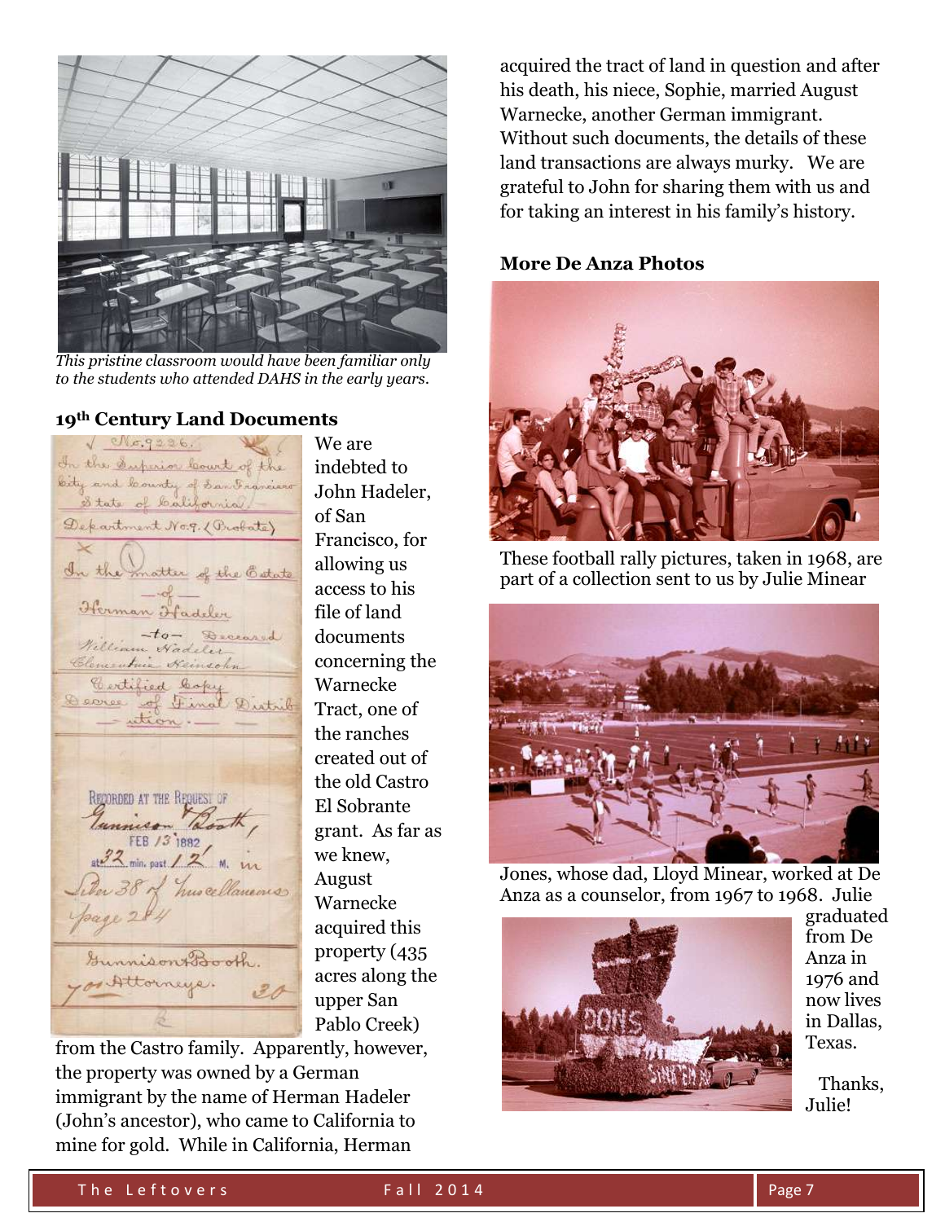*This pristine classroom would have been familiar only to the students who attended DAHS in the early years.*

### 19th Century Land Documents

We are indebted to John Hadeler, of San Francisco, for allowing us access to his file of land documents concerning the Warnecke Tract, one of the ranches created out of the old Castro El Sobrante grant. As far as we knew, August Warnecke acquired this property (435 acres along the upper San Pablo Creek) from the Castro family. Apparently, however, the property was owned by a German immigrant by the name of Herman Hadeler (John's ancestor), who came to California to mine for gold. While in California, Herman acquired the tract of land in question and after his death, his niece, Sophie, married August Warnecke, another German immigrant. Without such documents, the details of these land transactions are always murky. We are grateful to John for sharing them with us and for taking an interest in his family's history.

### More De Anza Photos

These football rally pictures, taken in 1968, are part of a collection sent to us by Julie Minear Jones, whose dad, Lloyd Minear, worked at De Anza as a counselor, from 1967 to 1968. Julie graduated from De Anza in 1976 and now lives in Dallas, Texas.

Thanks, Julie!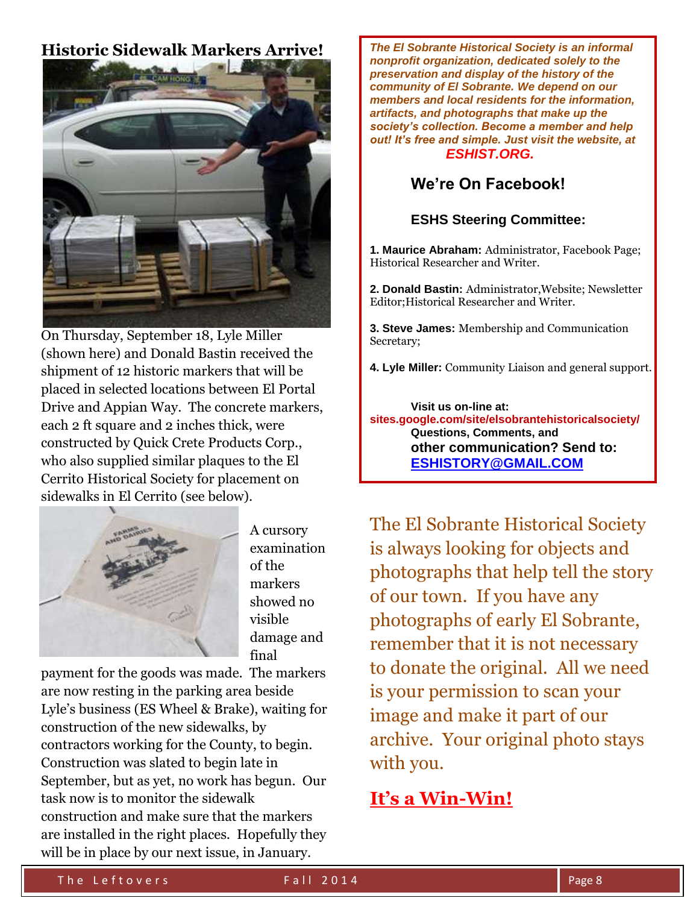## Historic Sidewalk Markers Arrive!

On Thursday, September 18, Lyle Miller (shown here) and Donald Bastin received the shipment of 12 historic markers that will be placed in selected locations between El Portal Drive and Appian Way. The concrete markers, each 2 ft square and 2 inches thick, were constructed by Quick Crete Products Corp., who also supplied similar plaques to the El Cerrito Historical Society for placement on sidewalks in El Cerrito (see below).

A cursory examination of the markers showed no visible damage and final payment for the goods was made. The markers are now resting in the parking area beside Lyle's business (ES Wheel & Brake), waiting for construction of the new sidewalks, by contractors working for the County, to begin. Construction was slated to begin late in September, but as yet, no work has begun. Our task now is to monitor the sidewalk construction and make sure that the markers are installed in the right places. Hopefully they will be in place by our next issue, in January.

***The El Sobrante Historical Society is an informal nonprofit organization, dedicated solely to the preservation and display of the history of the community of El Sobrante. We depend on our members and local residents for the information, artifacts, and photographs that make up the society's collection. Become a member and help out! It's free and simple. Just visit the website, at ESHIST.ORG.***

**We're On Facebook!**

**ESHS Steering Committee:**

**1. Maurice Abraham:** Administrator, Facebook Page; Historical Researcher and Writer.

**2. Donald Bastin:** Administrator,Website; Newsletter Editor;Historical Researcher and Writer.

**3. Steve James:** Membership and Communication Secretary;

**4. Lyle Miller:** Community Liaison and general support.

**Visit us on-line at:**
**sites.google.com/site/elsobrantehistoricalsociety/**
**Questions, Comments, and other communication? Send to:**
**ESHISTORY@GMAIL.COM**

The El Sobrante Historical Society is always looking for objects and photographs that help tell the story of our town. If you have any photographs of early El Sobrante, remember that it is not necessary to donate the original. All we need is your permission to scan your image and make it part of our archive. Your original photo stays with you.

**It's a Win-Win!**